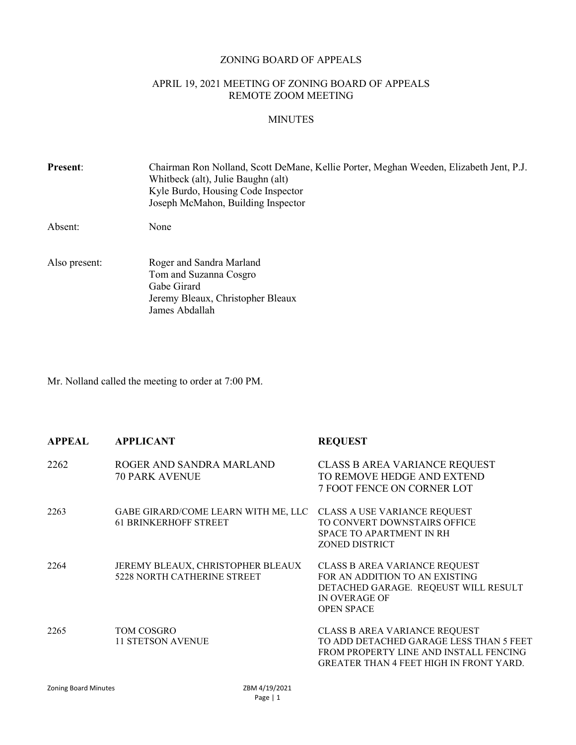# ZONING BOARD OF APPEALS

## APRIL 19, 2021 MEETING OF ZONING BOARD OF APPEALS
## REMOTE ZOOM MEETING

## MINUTES

**Present**: Chairman Ron Nolland, Scott DeMane, Kellie Porter, Meghan Weeden, Elizabeth Jent, P.J. Whitbeck (alt), Julie Baughn (alt)
Kyle Burdo, Housing Code Inspector
Joseph McMahon, Building Inspector

Absent: None

Also present: Roger and Sandra Marland
Tom and Suzanna Cosgro
Gabe Girard
Jeremy Bleaux, Christopher Bleaux
James Abdallah

Mr. Nolland called the meeting to order at 7:00 PM.

| **APPEAL** | **APPLICANT** | **REQUEST** |
|---|---|---|
| 2262 | ROGER AND SANDRA MARLAND 70 PARK AVENUE | CLASS B AREA VARIANCE REQUEST TO REMOVE HEDGE AND EXTEND 7 FOOT FENCE ON CORNER LOT |
| 2263 | GABE GIRARD/COME LEARN WITH ME, LLC 61 BRINKERHOFF STREET | CLASS A USE VARIANCE REQUEST TO CONVERT DOWNSTAIRS OFFICE SPACE TO APARTMENT IN RH ZONED DISTRICT |
| 2264 | JEREMY BLEAUX, CHRISTOPHER BLEAUX 5228 NORTH CATHERINE STREET | CLASS B AREA VARIANCE REQUEST FOR AN ADDITION TO AN EXISTING DETACHED GARAGE. REQEUST WILL RESULT IN OVERAGE OF OPEN SPACE |
| 2265 | TOM COSGRO 11 STETSON AVENUE | CLASS B AREA VARIANCE REQUEST TO ADD DETACHED GARAGE LESS THAN 5 FEET FROM PROPERTY LINE AND INSTALL FENCING GREATER THAN 4 FEET HIGH IN FRONT YARD. |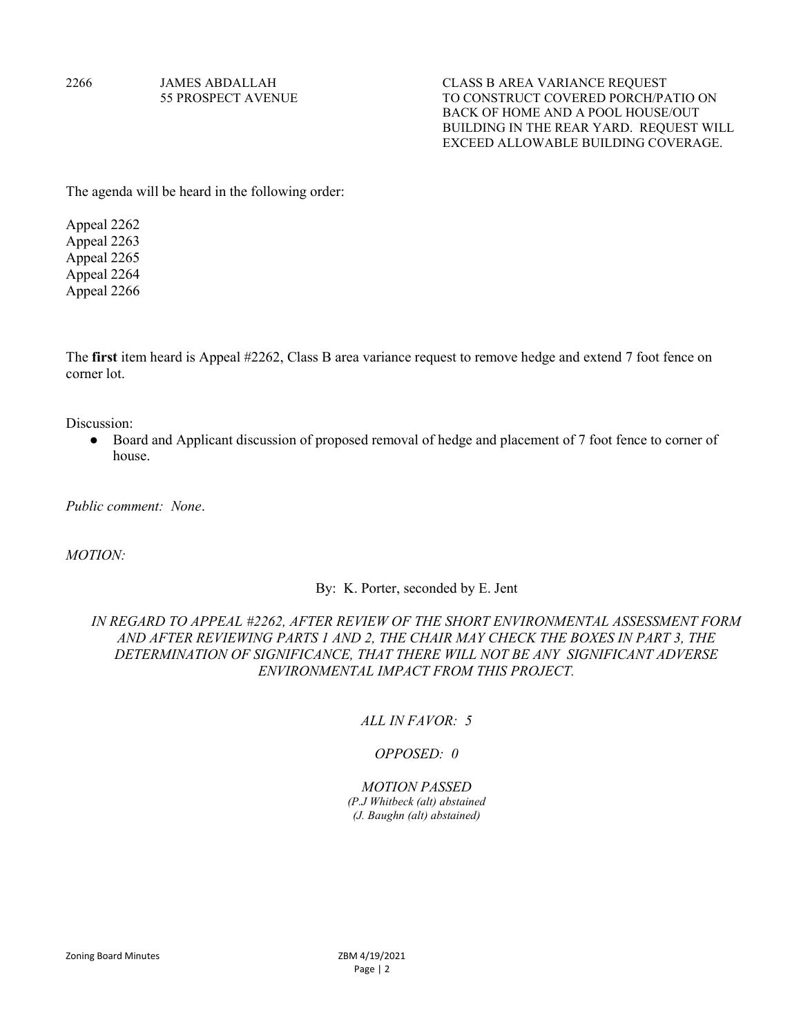| 2266 | JAMES ABDALLAH<br>55 PROSPECT AVENUE | CLASS B AREA VARIANCE REQUEST TO CONSTRUCT COVERED PORCH/PATIO ON BACK OF HOME AND A POOL HOUSE/OUT BUILDING IN THE REAR YARD. REQUEST WILL EXCEED ALLOWABLE BUILDING COVERAGE. |
|---|---|---|

The agenda will be heard in the following order:

Appeal 2262
Appeal 2263
Appeal 2265
Appeal 2264
Appeal 2266

The **first** item heard is Appeal #2262, Class B area variance request to remove hedge and extend 7 foot fence on corner lot.

Discussion:

- Board and Applicant discussion of proposed removal of hedge and placement of 7 foot fence to corner of house.

*Public comment: None*.

*MOTION:*

By: K. Porter, seconded by E. Jent

*IN REGARD TO APPEAL #2262, AFTER REVIEW OF THE SHORT ENVIRONMENTAL ASSESSMENT FORM AND AFTER REVIEWING PARTS 1 AND 2, THE CHAIR MAY CHECK THE BOXES IN PART 3, THE DETERMINATION OF SIGNIFICANCE, THAT THERE WILL NOT BE ANY SIGNIFICANT ADVERSE ENVIRONMENTAL IMPACT FROM THIS PROJECT.*

*ALL IN FAVOR: 5*

*OPPOSED: 0*

*MOTION PASSED*
*(P.J Whitbeck (alt) abstained)*
*(J. Baughn (alt) abstained)*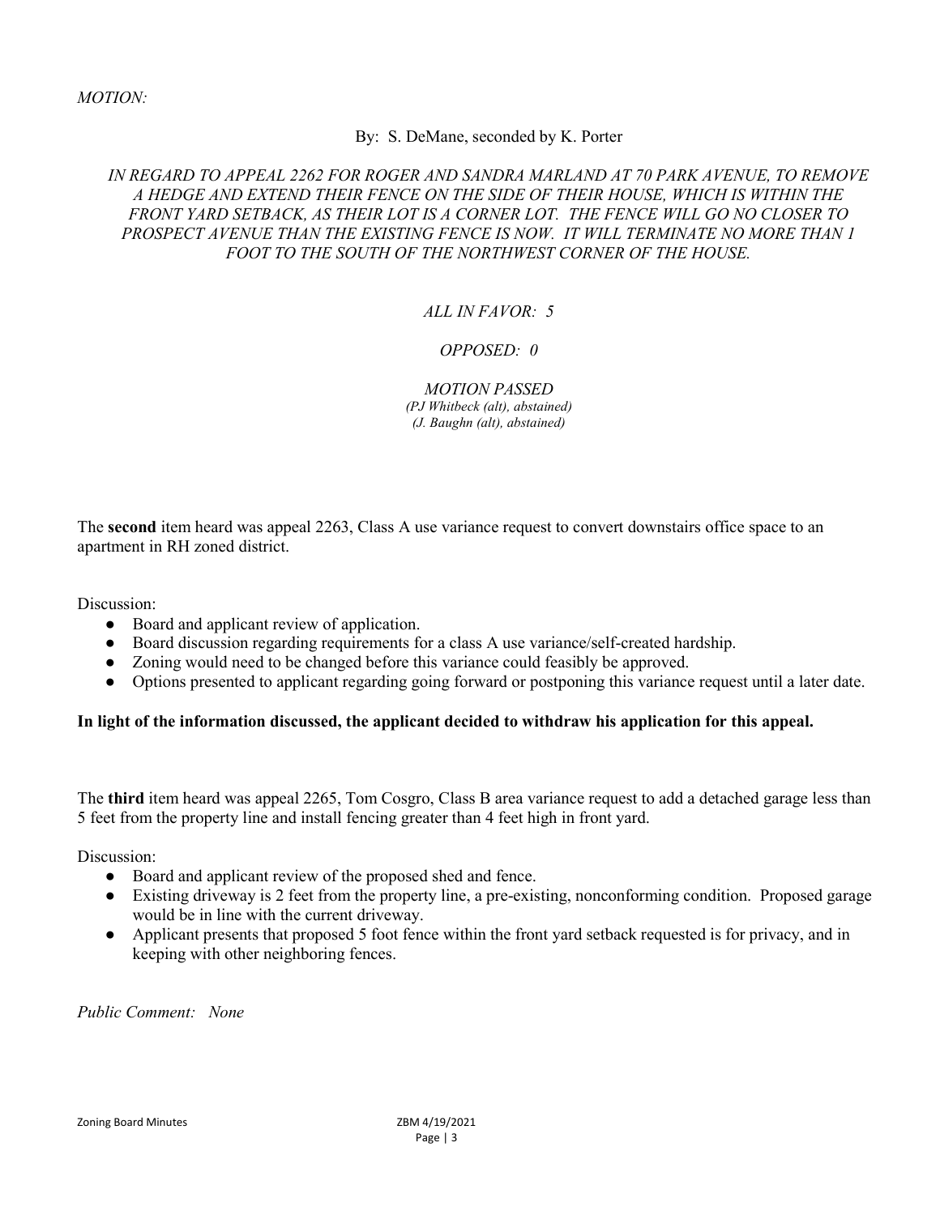*MOTION:*

By: S. DeMane, seconded by K. Porter

*IN REGARD TO APPEAL 2262 FOR ROGER AND SANDRA MARLAND AT 70 PARK AVENUE, TO REMOVE A HEDGE AND EXTEND THEIR FENCE ON THE SIDE OF THEIR HOUSE, WHICH IS WITHIN THE FRONT YARD SETBACK, AS THEIR LOT IS A CORNER LOT. THE FENCE WILL GO NO CLOSER TO PROSPECT AVENUE THAN THE EXISTING FENCE IS NOW. IT WILL TERMINATE NO MORE THAN 1 FOOT TO THE SOUTH OF THE NORTHWEST CORNER OF THE HOUSE.*

*ALL IN FAVOR: 5*

*OPPOSED: 0*

*MOTION PASSED*
*(PJ Whitbeck (alt), abstained)*
*(J. Baughn (alt), abstained)*

The **second** item heard was appeal 2263, Class A use variance request to convert downstairs office space to an apartment in RH zoned district.

Discussion:

- Board and applicant review of application.
- Board discussion regarding requirements for a class A use variance/self-created hardship.
- Zoning would need to be changed before this variance could feasibly be approved.
- Options presented to applicant regarding going forward or postponing this variance request until a later date.

**In light of the information discussed, the applicant decided to withdraw his application for this appeal.**

The **third** item heard was appeal 2265, Tom Cosgro, Class B area variance request to add a detached garage less than 5 feet from the property line and install fencing greater than 4 feet high in front yard.

Discussion:

- Board and applicant review of the proposed shed and fence.
- Existing driveway is 2 feet from the property line, a pre-existing, nonconforming condition. Proposed garage would be in line with the current driveway.
- Applicant presents that proposed 5 foot fence within the front yard setback requested is for privacy, and in keeping with other neighboring fences.

*Public Comment: None*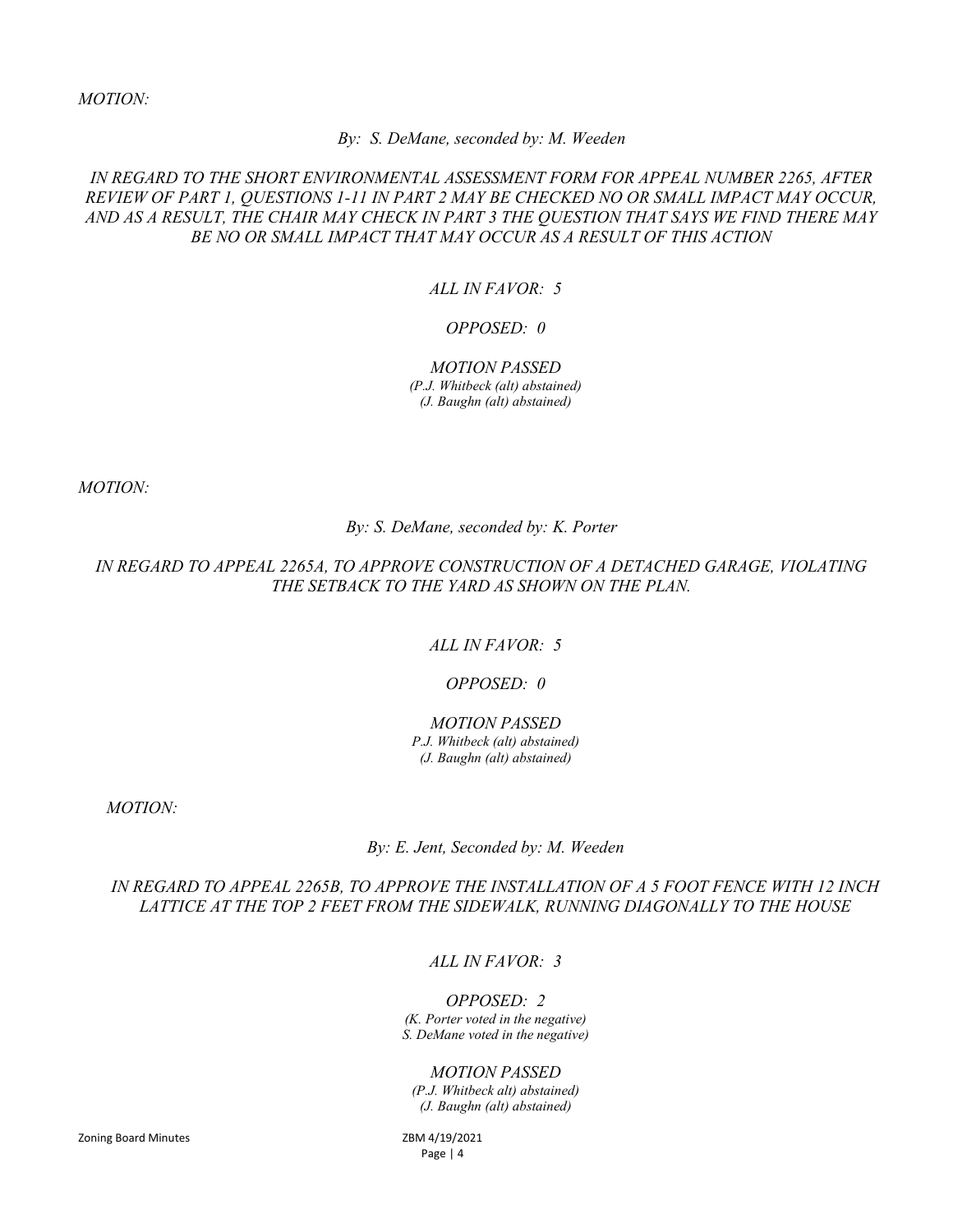*MOTION:*

*By: S. DeMane, seconded by: M. Weeden*

*IN REGARD TO THE SHORT ENVIRONMENTAL ASSESSMENT FORM FOR APPEAL NUMBER 2265, AFTER REVIEW OF PART 1, QUESTIONS 1-11 IN PART 2 MAY BE CHECKED NO OR SMALL IMPACT MAY OCCUR, AND AS A RESULT, THE CHAIR MAY CHECK IN PART 3 THE QUESTION THAT SAYS WE FIND THERE MAY BE NO OR SMALL IMPACT THAT MAY OCCUR AS A RESULT OF THIS ACTION*

*ALL IN FAVOR: 5*

*OPPOSED: 0*

*MOTION PASSED*
*(P.J. Whitbeck (alt) abstained)*
*(J. Baughn (alt) abstained)*

*MOTION:*

*By: S. DeMane, seconded by: K. Porter*

*IN REGARD TO APPEAL 2265A, TO APPROVE CONSTRUCTION OF A DETACHED GARAGE, VIOLATING THE SETBACK TO THE YARD AS SHOWN ON THE PLAN.*

*ALL IN FAVOR: 5*

*OPPOSED: 0*

*MOTION PASSED*
*P.J. Whitbeck (alt) abstained)*
*(J. Baughn (alt) abstained)*

*MOTION:*

*By: E. Jent, Seconded by: M. Weeden*

*IN REGARD TO APPEAL 2265B, TO APPROVE THE INSTALLATION OF A 5 FOOT FENCE WITH 12 INCH LATTICE AT THE TOP 2 FEET FROM THE SIDEWALK, RUNNING DIAGONALLY TO THE HOUSE*

*ALL IN FAVOR: 3*

*OPPOSED: 2*
*(K. Porter voted in the negative)*
*S. DeMane voted in the negative)*

*MOTION PASSED*
*(P.J. Whitbeck alt) abstained)*
*(J. Baughn (alt) abstained)*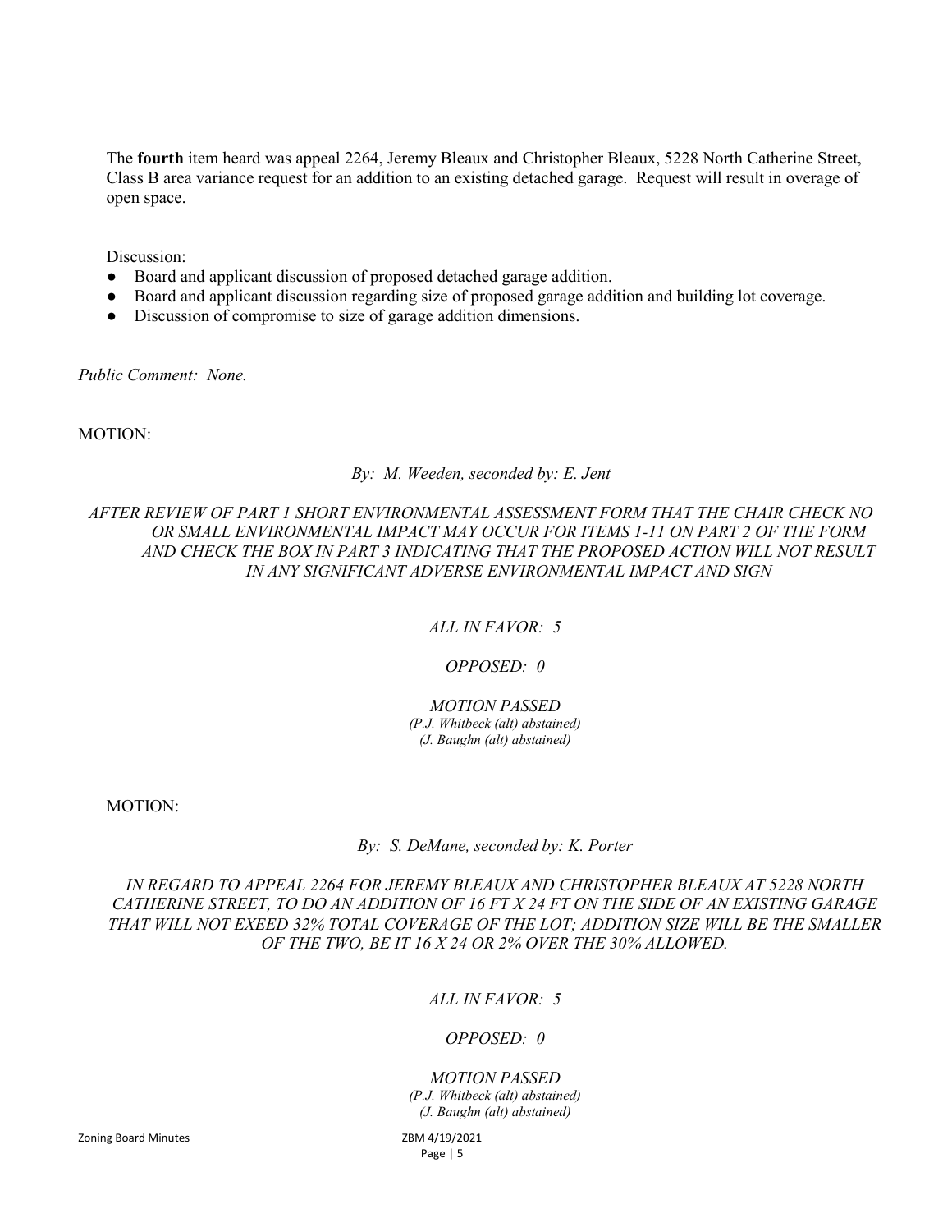The **fourth** item heard was appeal 2264, Jeremy Bleaux and Christopher Bleaux, 5228 North Catherine Street, Class B area variance request for an addition to an existing detached garage. Request will result in overage of open space.

Discussion:

- Board and applicant discussion of proposed detached garage addition.
- Board and applicant discussion regarding size of proposed garage addition and building lot coverage.
- Discussion of compromise to size of garage addition dimensions.

*Public Comment: None.*

MOTION:

*By: M. Weeden, seconded by: E. Jent*

*AFTER REVIEW OF PART 1 SHORT ENVIRONMENTAL ASSESSMENT FORM THAT THE CHAIR CHECK NO OR SMALL ENVIRONMENTAL IMPACT MAY OCCUR FOR ITEMS 1-11 ON PART 2 OF THE FORM AND CHECK THE BOX IN PART 3 INDICATING THAT THE PROPOSED ACTION WILL NOT RESULT IN ANY SIGNIFICANT ADVERSE ENVIRONMENTAL IMPACT AND SIGN*

*ALL IN FAVOR: 5*

*OPPOSED: 0*

*MOTION PASSED*
*(P.J. Whitbeck (alt) abstained)*
*(J. Baughn (alt) abstained)*

MOTION:

*By: S. DeMane, seconded by: K. Porter*

*IN REGARD TO APPEAL 2264 FOR JEREMY BLEAUX AND CHRISTOPHER BLEAUX AT 5228 NORTH CATHERINE STREET, TO DO AN ADDITION OF 16 FT X 24 FT ON THE SIDE OF AN EXISTING GARAGE THAT WILL NOT EXEED 32% TOTAL COVERAGE OF THE LOT; ADDITION SIZE WILL BE THE SMALLER OF THE TWO, BE IT 16 X 24 OR 2% OVER THE 30% ALLOWED.*

*ALL IN FAVOR: 5*

*OPPOSED: 0*

*MOTION PASSED*
*(P.J. Whitbeck (alt) abstained)*
*(J. Baughn (alt) abstained)*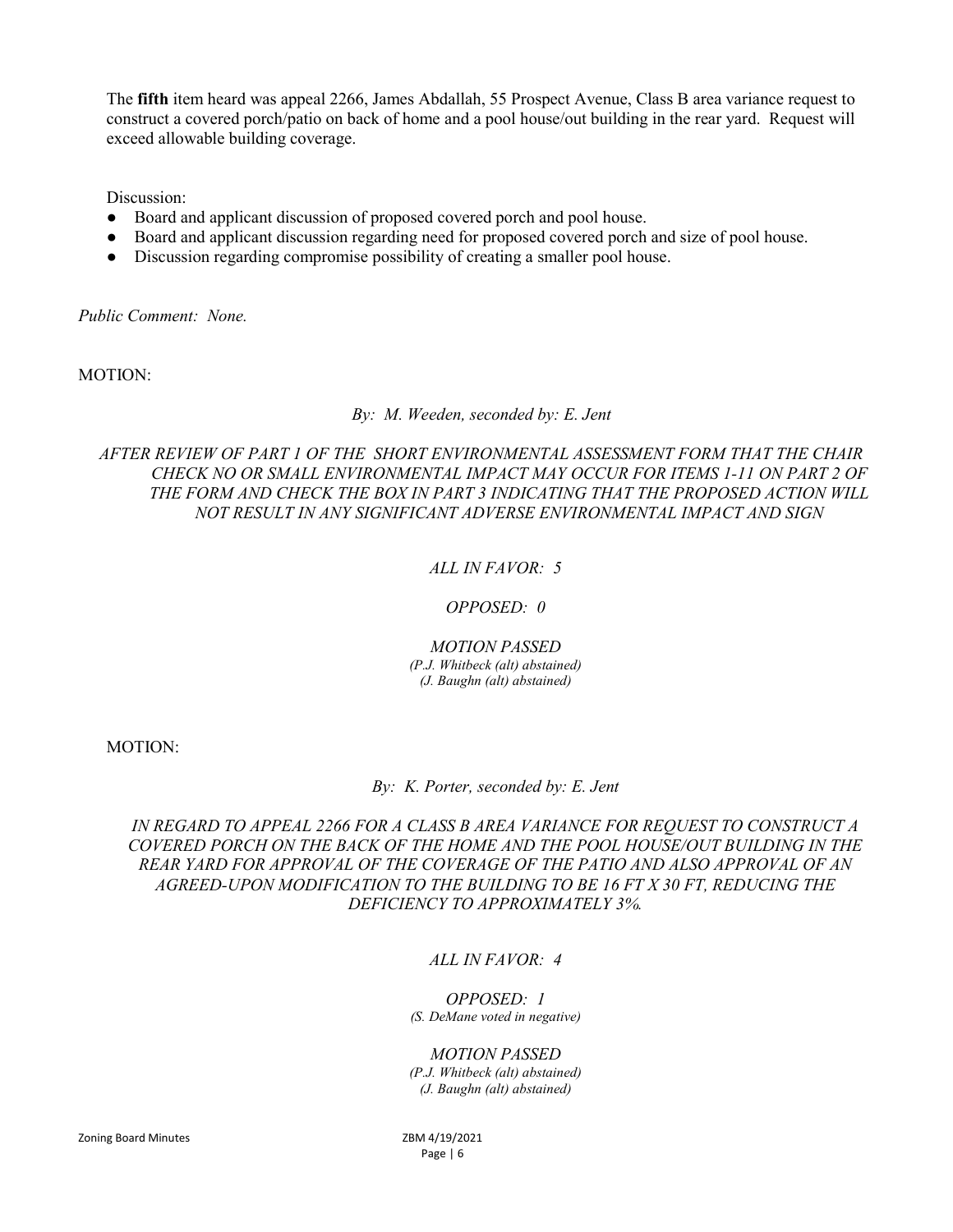The **fifth** item heard was appeal 2266, James Abdallah, 55 Prospect Avenue, Class B area variance request to construct a covered porch/patio on back of home and a pool house/out building in the rear yard. Request will exceed allowable building coverage.

Discussion:

- Board and applicant discussion of proposed covered porch and pool house.
- Board and applicant discussion regarding need for proposed covered porch and size of pool house.
- Discussion regarding compromise possibility of creating a smaller pool house.

*Public Comment: None.*

MOTION:

*By: M. Weeden, seconded by: E. Jent*

*AFTER REVIEW OF PART 1 OF THE SHORT ENVIRONMENTAL ASSESSMENT FORM THAT THE CHAIR CHECK NO OR SMALL ENVIRONMENTAL IMPACT MAY OCCUR FOR ITEMS 1-11 ON PART 2 OF THE FORM AND CHECK THE BOX IN PART 3 INDICATING THAT THE PROPOSED ACTION WILL NOT RESULT IN ANY SIGNIFICANT ADVERSE ENVIRONMENTAL IMPACT AND SIGN*

*ALL IN FAVOR: 5*

*OPPOSED: 0*

*MOTION PASSED*
*(P.J. Whitbeck (alt) abstained)*
*(J. Baughn (alt) abstained)*

MOTION:

*By: K. Porter, seconded by: E. Jent*

*IN REGARD TO APPEAL 2266 FOR A CLASS B AREA VARIANCE FOR REQUEST TO CONSTRUCT A COVERED PORCH ON THE BACK OF THE HOME AND THE POOL HOUSE/OUT BUILDING IN THE REAR YARD FOR APPROVAL OF THE COVERAGE OF THE PATIO AND ALSO APPROVAL OF AN AGREED-UPON MODIFICATION TO THE BUILDING TO BE 16 FT X 30 FT, REDUCING THE DEFICIENCY TO APPROXIMATELY 3%.*

*ALL IN FAVOR: 4*

*OPPOSED: 1*
*(S. DeMane voted in negative)*

*MOTION PASSED*
*(P.J. Whitbeck (alt) abstained)*
*(J. Baughn (alt) abstained)*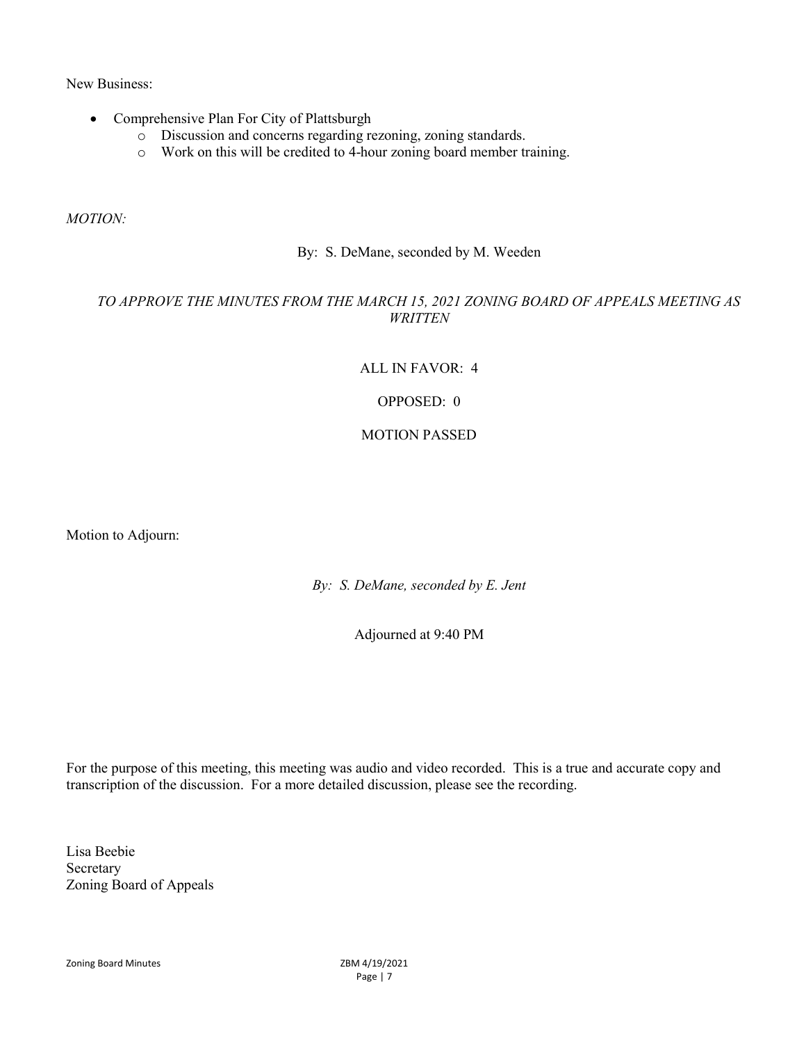New Business:

- Comprehensive Plan For City of Plattsburgh
  - Discussion and concerns regarding rezoning, zoning standards.
  - Work on this will be credited to 4-hour zoning board member training.

*MOTION:*

By: S. DeMane, seconded by M. Weeden

*TO APPROVE THE MINUTES FROM THE MARCH 15, 2021 ZONING BOARD OF APPEALS MEETING AS WRITTEN*

ALL IN FAVOR: 4

OPPOSED: 0

MOTION PASSED

Motion to Adjourn:

*By: S. DeMane, seconded by E. Jent*

Adjourned at 9:40 PM

For the purpose of this meeting, this meeting was audio and video recorded. This is a true and accurate copy and transcription of the discussion. For a more detailed discussion, please see the recording.

Lisa Beebie
Secretary
Zoning Board of Appeals